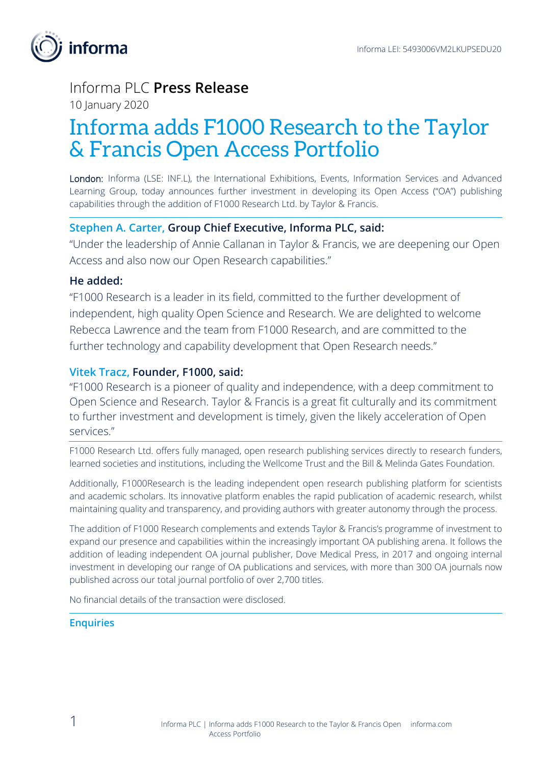Informa LEI: 5493006VM2LKUPSEDU20

Informa PLC **Press Release**

10 January 2020

# Informa adds F1000 Research to the Taylor & Francis Open Access Portfolio

**London:** Informa (LSE: INF.L), the International Exhibitions, Events, Information Services and Advanced Learning Group, today announces further investment in developing its Open Access ("OA") publishing capabilities through the addition of F1000 Research Ltd. by Taylor & Francis.

### Stephen A. Carter, Group Chief Executive, Informa PLC, said:

"Under the leadership of Annie Callanan in Taylor & Francis, we are deepening our Open Access and also now our Open Research capabilities."

### He added:

"F1000 Research is a leader in its field, committed to the further development of independent, high quality Open Science and Research. We are delighted to welcome Rebecca Lawrence and the team from F1000 Research, and are committed to the further technology and capability development that Open Research needs."

### Vitek Tracz, Founder, F1000, said:

"F1000 Research is a pioneer of quality and independence, with a deep commitment to Open Science and Research. Taylor & Francis is a great fit culturally and its commitment to further investment and development is timely, given the likely acceleration of Open services."

F1000 Research Ltd. offers fully managed, open research publishing services directly to research funders, learned societies and institutions, including the Wellcome Trust and the Bill & Melinda Gates Foundation.

Additionally, F1000Research is the leading independent open research publishing platform for scientists and academic scholars. Its innovative platform enables the rapid publication of academic research, whilst maintaining quality and transparency, and providing authors with greater autonomy through the process.

The addition of F1000 Research complements and extends Taylor & Francis's programme of investment to expand our presence and capabilities within the increasingly important OA publishing arena. It follows the addition of leading independent OA journal publisher, Dove Medical Press, in 2017 and ongoing internal investment in developing our range of OA publications and services, with more than 300 OA journals now published across our total journal portfolio of over 2,700 titles.

No financial details of the transaction were disclosed.

### Enquiries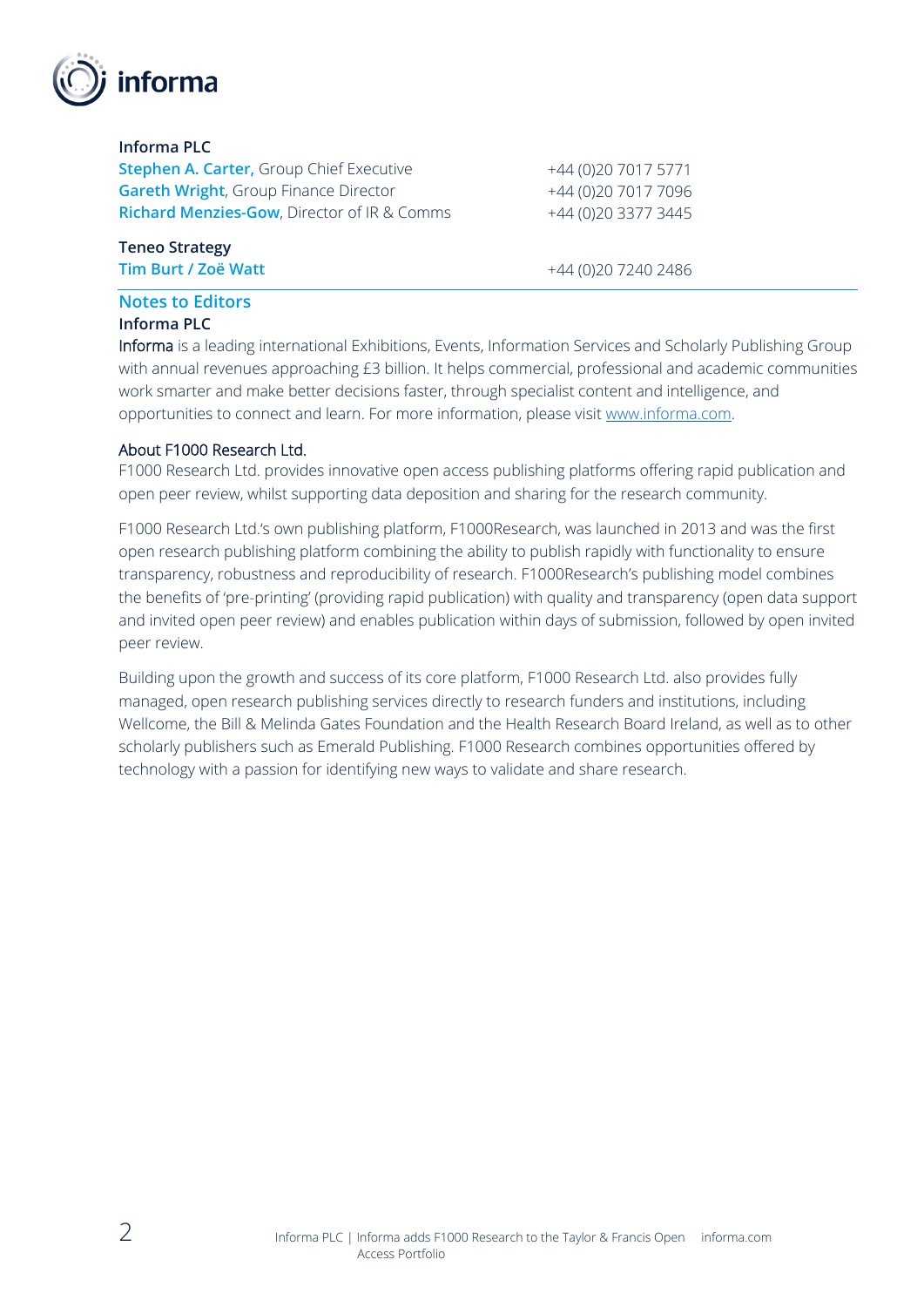**Informa PLC**

| | |
|---|---|
| **Stephen A. Carter,** Group Chief Executive | +44 (0)20 7017 5771 |
| **Gareth Wright**, Group Finance Director | +44 (0)20 7017 7096 |
| **Richard Menzies-Gow**, Director of IR & Comms | +44 (0)20 3377 3445 |

**Teneo Strategy**

| | |
|---|---|
| **Tim Burt / Zoë Watt** | +44 (0)20 7240 2486 |

## Notes to Editors

**Informa PLC**

Informa is a leading international Exhibitions, Events, Information Services and Scholarly Publishing Group with annual revenues approaching £3 billion. It helps commercial, professional and academic communities work smarter and make better decisions faster, through specialist content and intelligence, and opportunities to connect and learn. For more information, please visit www.informa.com.

About F1000 Research Ltd.

F1000 Research Ltd. provides innovative open access publishing platforms offering rapid publication and open peer review, whilst supporting data deposition and sharing for the research community.

F1000 Research Ltd.'s own publishing platform, F1000Research, was launched in 2013 and was the first open research publishing platform combining the ability to publish rapidly with functionality to ensure transparency, robustness and reproducibility of research. F1000Research's publishing model combines the benefits of 'pre-printing' (providing rapid publication) with quality and transparency (open data support and invited open peer review) and enables publication within days of submission, followed by open invited peer review.

Building upon the growth and success of its core platform, F1000 Research Ltd. also provides fully managed, open research publishing services directly to research funders and institutions, including Wellcome, the Bill & Melinda Gates Foundation and the Health Research Board Ireland, as well as to other scholarly publishers such as Emerald Publishing. F1000 Research combines opportunities offered by technology with a passion for identifying new ways to validate and share research.